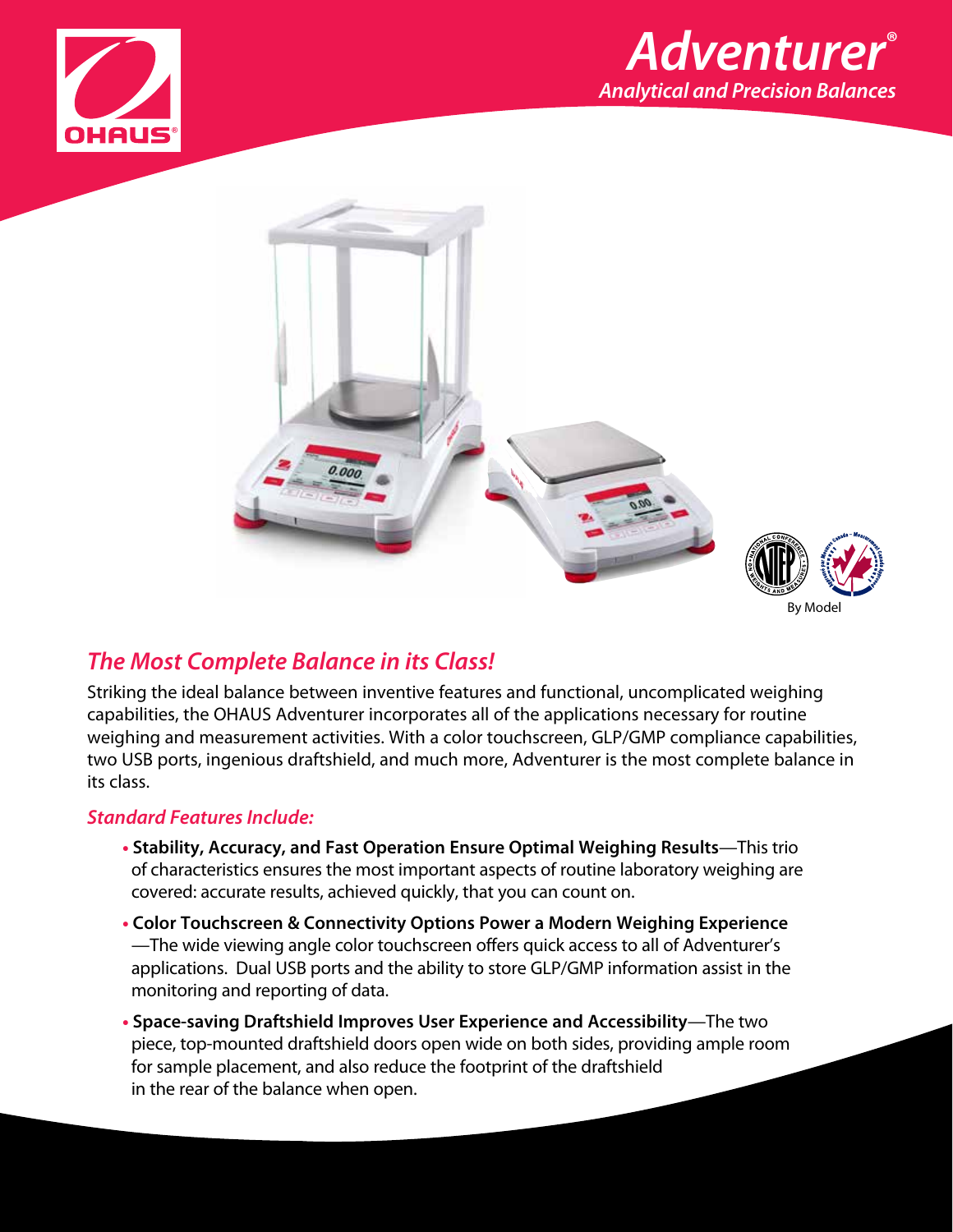# Adventurer®

## Analytical and Precision Balances

By Model

## The Most Complete Balance in its Class!

Striking the ideal balance between inventive features and functional, uncomplicated weighing capabilities, the OHAUS Adventurer incorporates all of the applications necessary for routine weighing and measurement activities. With a color touchscreen, GLP/GMP compliance capabilities, two USB ports, ingenious draftshield, and much more, Adventurer is the most complete balance in its class.

### Standard Features Include:

- **Stability, Accuracy, and Fast Operation Ensure Optimal Weighing Results**—This trio of characteristics ensures the most important aspects of routine laboratory weighing are covered: accurate results, achieved quickly, that you can count on.
- **Color Touchscreen & Connectivity Options Power a Modern Weighing Experience**—The wide viewing angle color touchscreen offers quick access to all of Adventurer's applications. Dual USB ports and the ability to store GLP/GMP information assist in the monitoring and reporting of data.
- **Space-saving Draftshield Improves User Experience and Accessibility**—The two piece, top-mounted draftshield doors open wide on both sides, providing ample room for sample placement, and also reduce the footprint of the draftshield in the rear of the balance when open.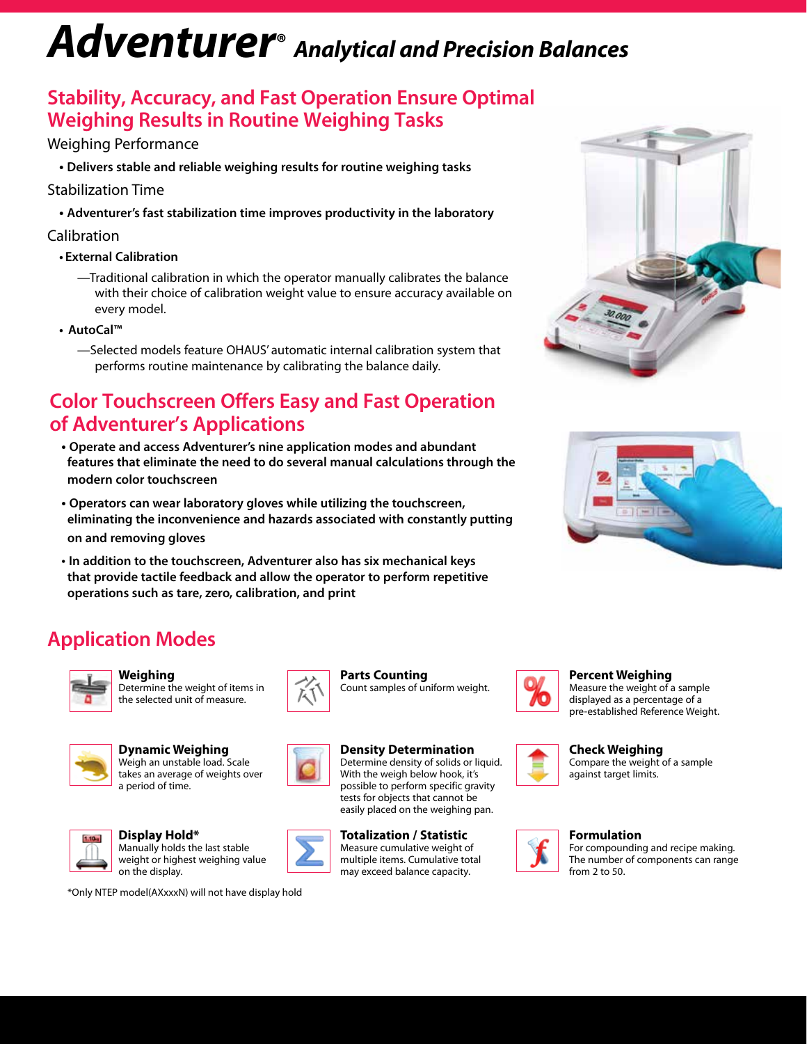# Adventurer® *Analytical and Precision Balances*

## Stability, Accuracy, and Fast Operation Ensure Optimal Weighing Results in Routine Weighing Tasks

Weighing Performance

- **Delivers stable and reliable weighing results for routine weighing tasks**

Stabilization Time

- **Adventurer's fast stabilization time improves productivity in the laboratory**

Calibration

- **External Calibration**
  —Traditional calibration in which the operator manually calibrates the balance with their choice of calibration weight value to ensure accuracy available on every model.
- **AutoCal™**
  —Selected models feature OHAUS' automatic internal calibration system that performs routine maintenance by calibrating the balance daily.

## Color Touchscreen Offers Easy and Fast Operation of Adventurer's Applications

- **Operate and access Adventurer's nine application modes and abundant features that eliminate the need to do several manual calculations through the modern color touchscreen**
- **Operators can wear laboratory gloves while utilizing the touchscreen, eliminating the inconvenience and hazards associated with constantly putting on and removing gloves**
- **In addition to the touchscreen, Adventurer also has six mechanical keys that provide tactile feedback and allow the operator to perform repetitive operations such as tare, zero, calibration, and print**

## Application Modes

**Weighing**
Determine the weight of items in the selected unit of measure.

**Parts Counting**
Count samples of uniform weight.

**Percent Weighing**
Measure the weight of a sample displayed as a percentage of a pre-established Reference Weight.

**Dynamic Weighing**
Weigh an unstable load. Scale takes an average of weights over a period of time.

**Density Determination**
Determine density of solids or liquid. With the weigh below hook, it's possible to perform specific gravity tests for objects that cannot be easily placed on the weighing pan.

**Check Weighing**
Compare the weight of a sample against target limits.

**Display Hold***
Manually holds the last stable weight or highest weighing value on the display.

**Totalization / Statistic**
Measure cumulative weight of multiple items. Cumulative total may exceed balance capacity.

**Formulation**
For compounding and recipe making. The number of components can range from 2 to 50.

*Only NTEP model(AXxxxN) will not have display hold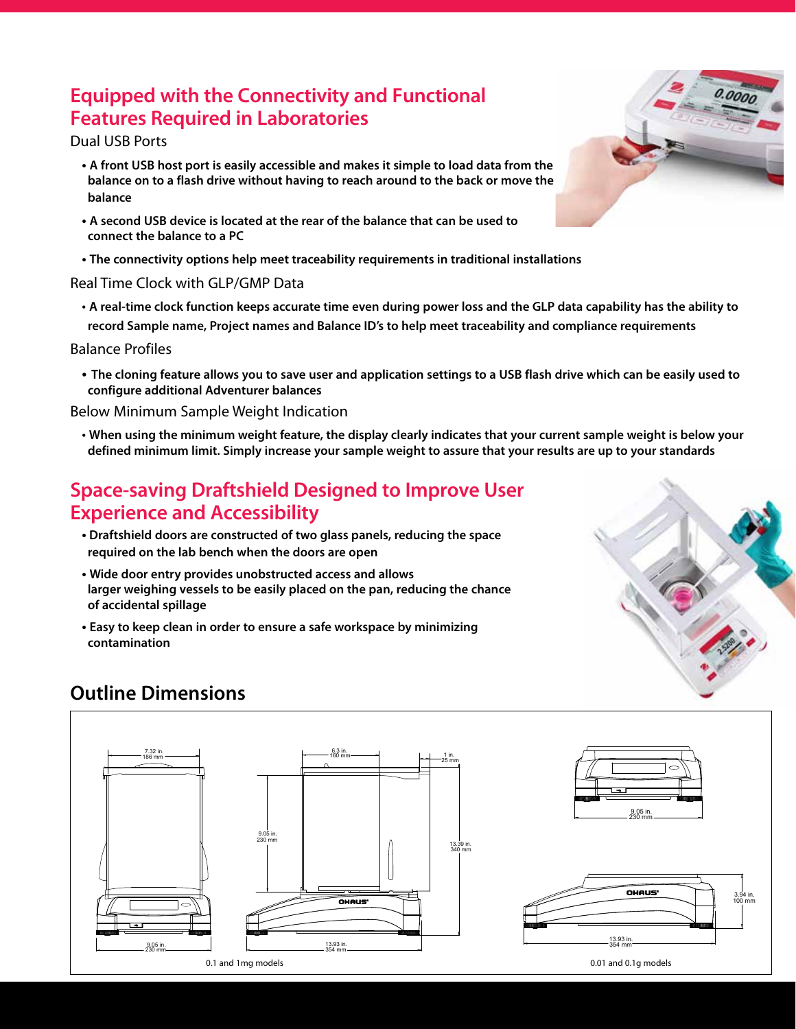## Equipped with the Connectivity and Functional Features Required in Laboratories

Dual USB Ports

- **A front USB host port is easily accessible and makes it simple to load data from the balance on to a flash drive without having to reach around to the back or move the balance**
- **A second USB device is located at the rear of the balance that can be used to connect the balance to a PC**
- **The connectivity options help meet traceability requirements in traditional installations**

Real Time Clock with GLP/GMP Data

- **A real-time clock function keeps accurate time even during power loss and the GLP data capability has the ability to record Sample name, Project names and Balance ID's to help meet traceability and compliance requirements**

Balance Profiles

- **The cloning feature allows you to save user and application settings to a USB flash drive which can be easily used to configure additional Adventurer balances**

Below Minimum Sample Weight Indication

- **When using the minimum weight feature, the display clearly indicates that your current sample weight is below your defined minimum limit. Simply increase your sample weight to assure that your results are up to your standards**

## Space-saving Draftshield Designed to Improve User Experience and Accessibility

- **Draftshield doors are constructed of two glass panels, reducing the space required on the lab bench when the doors are open**
- **Wide door entry provides unobstructed access and allows larger weighing vessels to be easily placed on the pan, reducing the chance of accidental spillage**
- **Easy to keep clean in order to ensure a safe workspace by minimizing contamination**

## Outline Dimensions

7.32 in. 186 mm

6.3 in. 160 mm

1 in. 25 mm

9.05 in. 230 mm

13.39 in. 340 mm

9.05 in. 230 mm

13.93 in. 354 mm

0.1 and 1mg models

9.05 in. 230 mm

3.94 in. 100 mm

13.93 in. 354 mm

0.01 and 0.1g models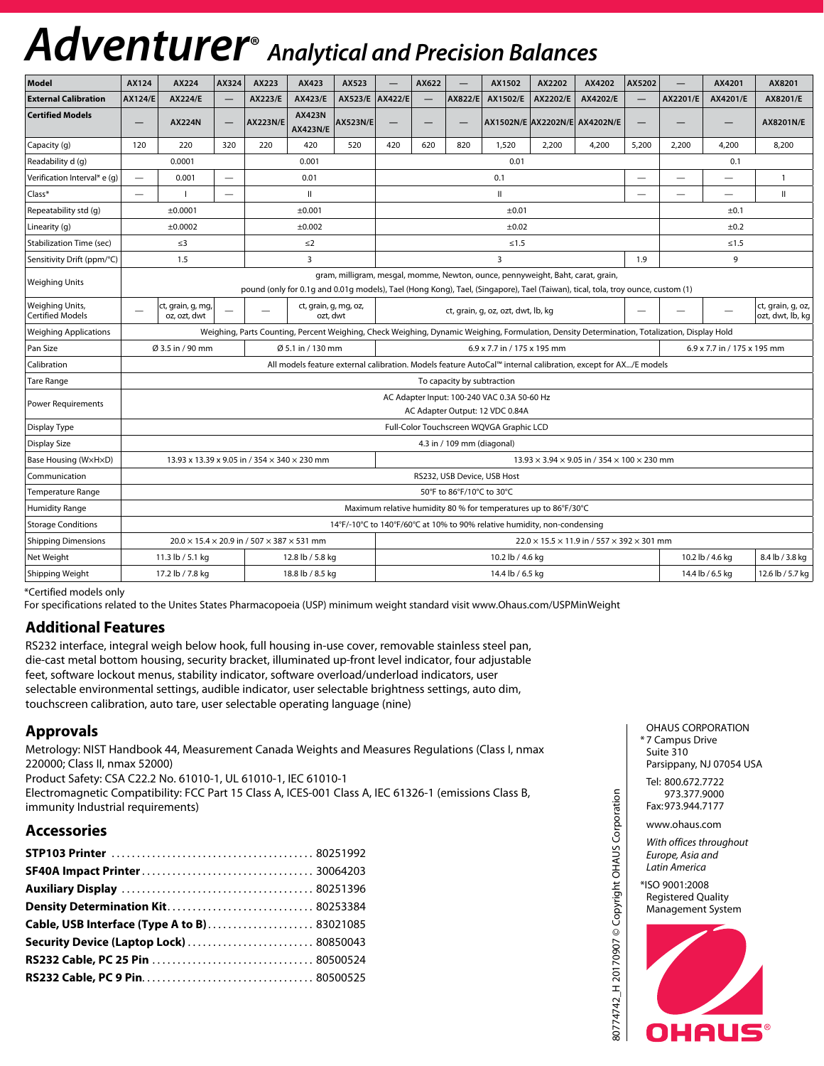# Adventurer® Analytical and Precision Balances

| Model | AX124 | AX224 | AX324 | AX223 | AX423 | AX523 | — | AX622 | — | AX1502 | AX2202 | AX4202 | AX5202 | — | AX4201 | AX8201 |
|---|---|---|---|---|---|---|---|---|---|---|---|---|---|---|---|---|
| External Calibration | AX124/E | AX224/E | — | AX223/E | AX423/E | AX523/E | AX422/E | — | AX822/E | AX1502/E | AX2202/E | AX4202/E | — | AX2201/E | AX4201/E | AX8201/E |
| Certified Models | — | AX224N | — | AX223N/E | AX423N AX423N/E | AX523N/E | — | — | — | AX1502N/E | AX2202N/E | AX4202N/E | — | — | — | AX8201N/E |
| Capacity (g) | 120 | 220 | 320 | 220 | 420 | 520 | 420 | 620 | 820 | 1,520 | 2,200 | 4,200 | 5,200 | 2,200 | 4,200 | 8,200 |
| Readability d (g) | 0.0001 | | | 0.001 | | | 0.01 | | | | | | | 0.1 | | |
| Verification Interval* e (g) | — | 0.001 | — | 0.01 | | | 0.1 | | | | | | — | — | — | 1 |
| Class* | — | I | — | II | | | II | | | | | | — | — | — | II |
| Repeatability std (g) | ±0.0001 | | | ±0.001 | | | ±0.01 | | | | | | | ±0.1 | | |
| Linearity (g) | ±0.0002 | | | ±0.002 | | | ±0.02 | | | | | | | ±0.2 | | |
| Stabilization Time (sec) | ≤3 | | | ≤2 | | | ≤1.5 | | | | | | | ≤1.5 | | |
| Sensitivity Drift (ppm/°C) | 1.5 | | | 3 | | | 3 | | | | | | 1.9 | 9 | | |
| Weighing Units | gram, milligram, mesgal, momme, Newton, ounce, pennyweight, Baht, carat, grain, pound (only for 0.1g and 0.01g models), Tael (Hong Kong), Tael (Singapore), Tael (Taiwan), tical, tola, troy ounce, custom (1) | | | | | | | | | | | | | | | |
| Weighing Units, Certified Models | — | ct, grain, g, mg, oz, ozt, dwt | — | — | ct, grain, g, mg, oz, ozt, dwt | | ct, grain, g, oz, ozt, dwt, lb, kg | | | | | | — | — | — | ct, grain, g, oz, ozt, dwt, lb, kg |
| Weighing Applications | Weighing, Parts Counting, Percent Weighing, Check Weighing, Dynamic Weighing, Formulation, Density Determination, Totalization, Display Hold | | | | | | | | | | | | | | | |
| Pan Size | Ø 3.5 in / 90 mm | | | Ø 5.1 in / 130 mm | | | 6.9 x 7.7 in / 175 x 195 mm | | | | | | | 6.9 x 7.7 in / 175 x 195 mm | | |
| Calibration | All models feature external calibration. Models feature AutoCal™ internal calibration, except for AX.../E models | | | | | | | | | | | | | | | |
| Tare Range | To capacity by subtraction | | | | | | | | | | | | | | | |
| Power Requirements | AC Adapter Input: 100-240 VAC 0.3A 50-60 Hz AC Adapter Output: 12 VDC 0.84A | | | | | | | | | | | | | | | |
| Display Type | Full-Color Touchscreen WQVGA Graphic LCD | | | | | | | | | | | | | | | |
| Display Size | 4.3 in / 109 mm (diagonal) | | | | | | | | | | | | | | | |
| Base Housing (W×H×D) | 13.93 × 13.39 x 9.05 in / 354 × 340 × 230 mm | | | | | | 13.93 × 3.94 × 9.05 in / 354 × 100 × 230 mm | | | | | | | | | |
| Communication | RS232, USB Device, USB Host | | | | | | | | | | | | | | | |
| Temperature Range | 50°F to 86°F/10°C to 30°C | | | | | | | | | | | | | | | |
| Humidity Range | Maximum relative humidity 80 % for temperatures up to 86°F/30°C | | | | | | | | | | | | | | | |
| Storage Conditions | 14°F/-10°C to 140°F/60°C at 10% to 90% relative humidity, non-condensing | | | | | | | | | | | | | | | |
| Shipping Dimensions | 20.0 × 15.4 × 20.9 in / 507 × 387 × 531 mm | | | | | | 22.0 × 15.5 × 11.9 in / 557 × 392 × 301 mm | | | | | | | | | |
| Net Weight | 11.3 lb / 5.1 kg | | | 12.8 lb / 5.8 kg | | | 10.2 lb / 4.6 kg | | | | | | | 10.2 lb / 4.6 kg | | 8.4 lb / 3.8 kg |
| Shipping Weight | 17.2 lb / 7.8 kg | | | 18.8 lb / 8.5 kg | | | 14.4 lb / 6.5 kg | | | | | | | 14.4 lb / 6.5 kg | | 12.6 lb / 5.7 kg |

*Certified models only

For specifications related to the Unites States Pharmacopoeia (USP) minimum weight standard visit www.Ohaus.com/USPMinWeight

## Additional Features

RS232 interface, integral weigh below hook, full housing in-use cover, removable stainless steel pan, die-cast metal bottom housing, security bracket, illuminated up-front level indicator, four adjustable feet, software lockout menus, stability indicator, software overload/underload indicators, user selectable environmental settings, audible indicator, user selectable brightness settings, auto dim, touchscreen calibration, auto tare, user selectable operating language (nine)

## Approvals

Metrology: NIST Handbook 44, Measurement Canada Weights and Measures Regulations (Class I, nmax 220000; Class II, nmax 52000)

Product Safety: CSA C22.2 No. 61010-1, UL 61010-1, IEC 61010-1

Electromagnetic Compatibility: FCC Part 15 Class A, ICES-001 Class A, IEC 61326-1 (emissions Class B, immunity Industrial requirements)

## Accessories

**STP103 Printer** ........................................ 80251992
**SF40A Impact Printer** .................................. 30064203
**Auxiliary Display** ...................................... 80251396
**Density Determination Kit** ............................ 80253384
**Cable, USB Interface (Type A to B)** .................... 83021085
**Security Device (Laptop Lock)** ......................... 80850043
**RS232 Cable, PC 25 Pin** ................................ 80500524
**RS232 Cable, PC 9 Pin** .................................. 80500525

80774742_H 20170907 © Copyright OHAUS Corporation

OHAUS CORPORATION
*7 Campus Drive
Suite 310
Parsippany, NJ 07054 USA

Tel: 800.672.7722
973.377.9000
Fax: 973.944.7177

www.ohaus.com

*With offices throughout Europe, Asia and Latin America*

*ISO 9001:2008
Registered Quality
Management System

OHAUS®